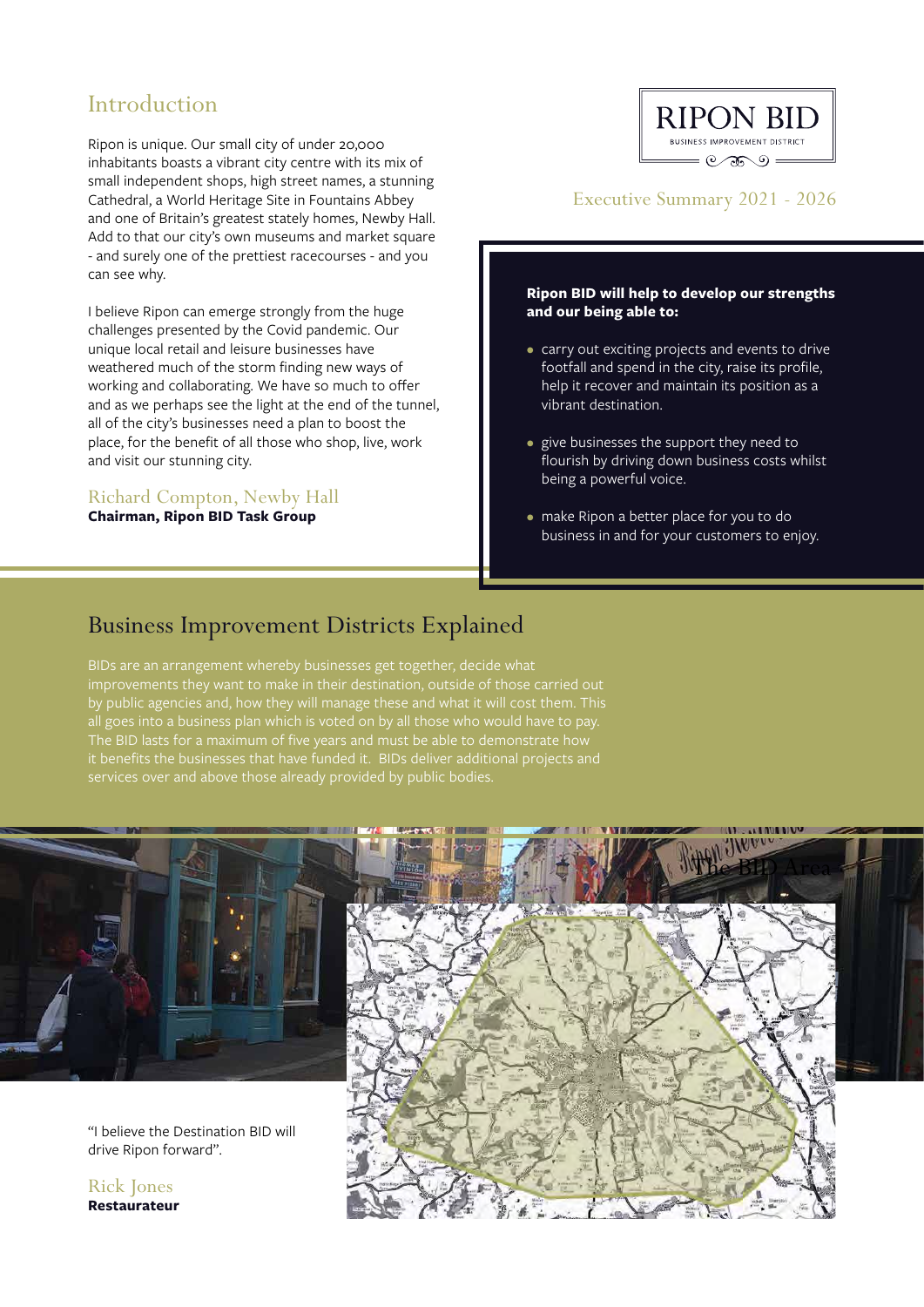# RIPON BID

BUSINESS IMPROVEMENT DISTRICT

Executive Summary 2021 - 2026

## Introduction

Ripon is unique. Our small city of under 20,000 inhabitants boasts a vibrant city centre with its mix of small independent shops, high street names, a stunning Cathedral, a World Heritage Site in Fountains Abbey and one of Britain's greatest stately homes, Newby Hall. Add to that our city's own museums and market square - and surely one of the prettiest racecourses - and you can see why.

I believe Ripon can emerge strongly from the huge challenges presented by the Covid pandemic. Our unique local retail and leisure businesses have weathered much of the storm finding new ways of working and collaborating. We have so much to offer and as we perhaps see the light at the end of the tunnel, all of the city's businesses need a plan to boost the place, for the benefit of all those who shop, live, work and visit our stunning city.

Richard Compton, Newby Hall
**Chairman, Ripon BID Task Group**

**Ripon BID will help to develop our strengths and our being able to:**

- carry out exciting projects and events to drive footfall and spend in the city, raise its profile, help it recover and maintain its position as a vibrant destination.
- give businesses the support they need to flourish by driving down business costs whilst being a powerful voice.
- make Ripon a better place for you to do business in and for your customers to enjoy.

## Business Improvement Districts Explained

BIDs are an arrangement whereby businesses get together, decide what improvements they want to make in their destination, outside of those carried out by public agencies and, how they will manage these and what it will cost them. This all goes into a business plan which is voted on by all those who would have to pay. The BID lasts for a maximum of five years and must be able to demonstrate how it benefits the businesses that have funded it. BIDs deliver additional projects and services over and above those already provided by public bodies.

"I believe the Destination BID will drive Ripon forward".

Rick Jones
**Restaurateur**

The BID Area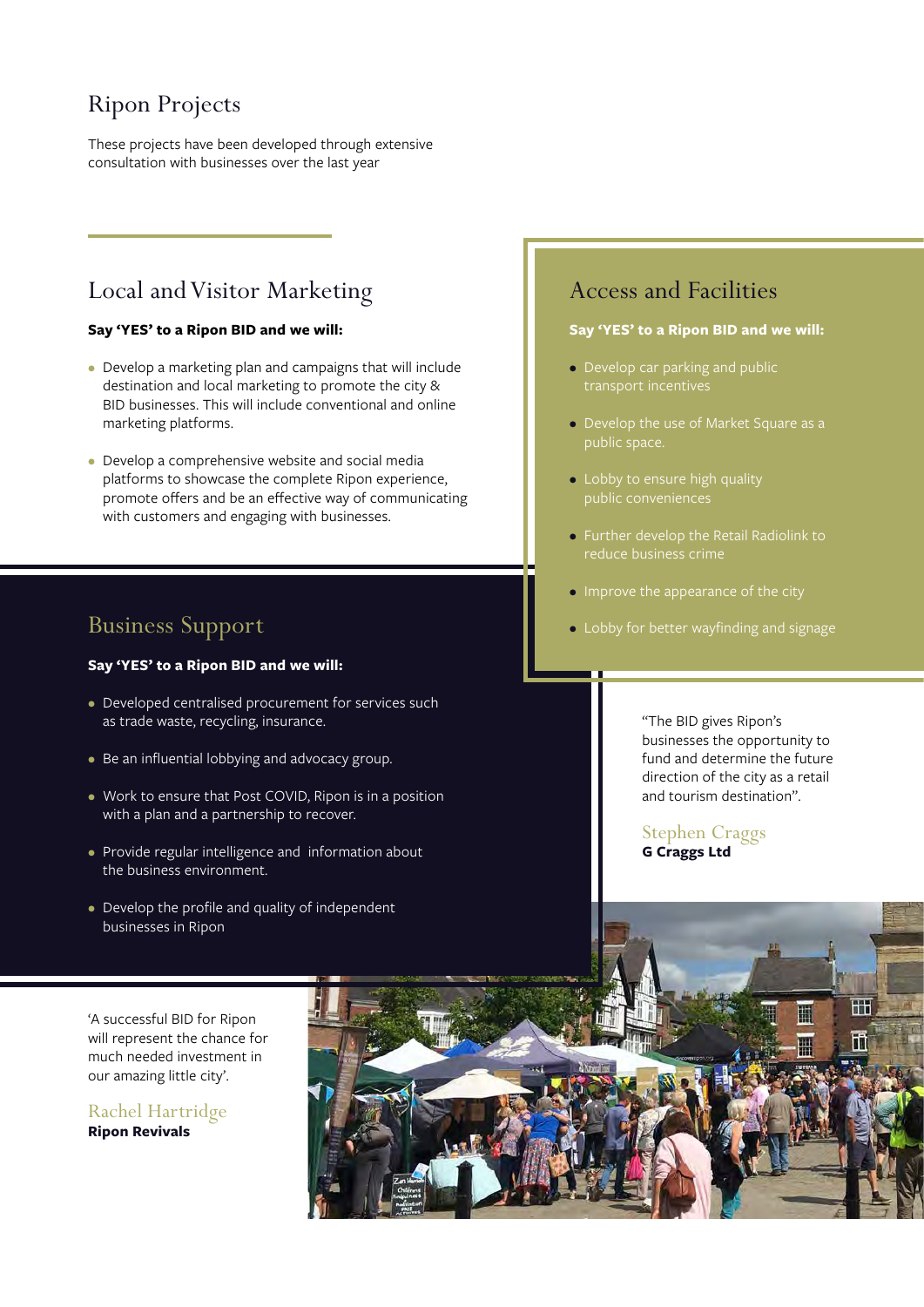# Ripon Projects

These projects have been developed through extensive consultation with businesses over the last year

## Local and Visitor Marketing

**Say 'YES' to a Ripon BID and we will:**

- Develop a marketing plan and campaigns that will include destination and local marketing to promote the city & BID businesses. This will include conventional and online marketing platforms.
- Develop a comprehensive website and social media platforms to showcase the complete Ripon experience, promote offers and be an effective way of communicating with customers and engaging with businesses.

## Access and Facilities

**Say 'YES' to a Ripon BID and we will:**

- Develop car parking and public transport incentives
- Develop the use of Market Square as a public space.
- Lobby to ensure high quality public conveniences
- Further develop the Retail Radiolink to reduce business crime
- Improve the appearance of the city
- Lobby for better wayfinding and signage

## Business Support

**Say 'YES' to a Ripon BID and we will:**

- Developed centralised procurement for services such as trade waste, recycling, insurance.
- Be an influential lobbying and advocacy group.
- Work to ensure that Post COVID, Ripon is in a position with a plan and a partnership to recover.
- Provide regular intelligence and information about the business environment.
- Develop the profile and quality of independent businesses in Ripon

"The BID gives Ripon's businesses the opportunity to fund and determine the future direction of the city as a retail and tourism destination".

Stephen Craggs
**G Craggs Ltd**

'A successful BID for Ripon will represent the chance for much needed investment in our amazing little city'.

Rachel Hartridge
**Ripon Revivals**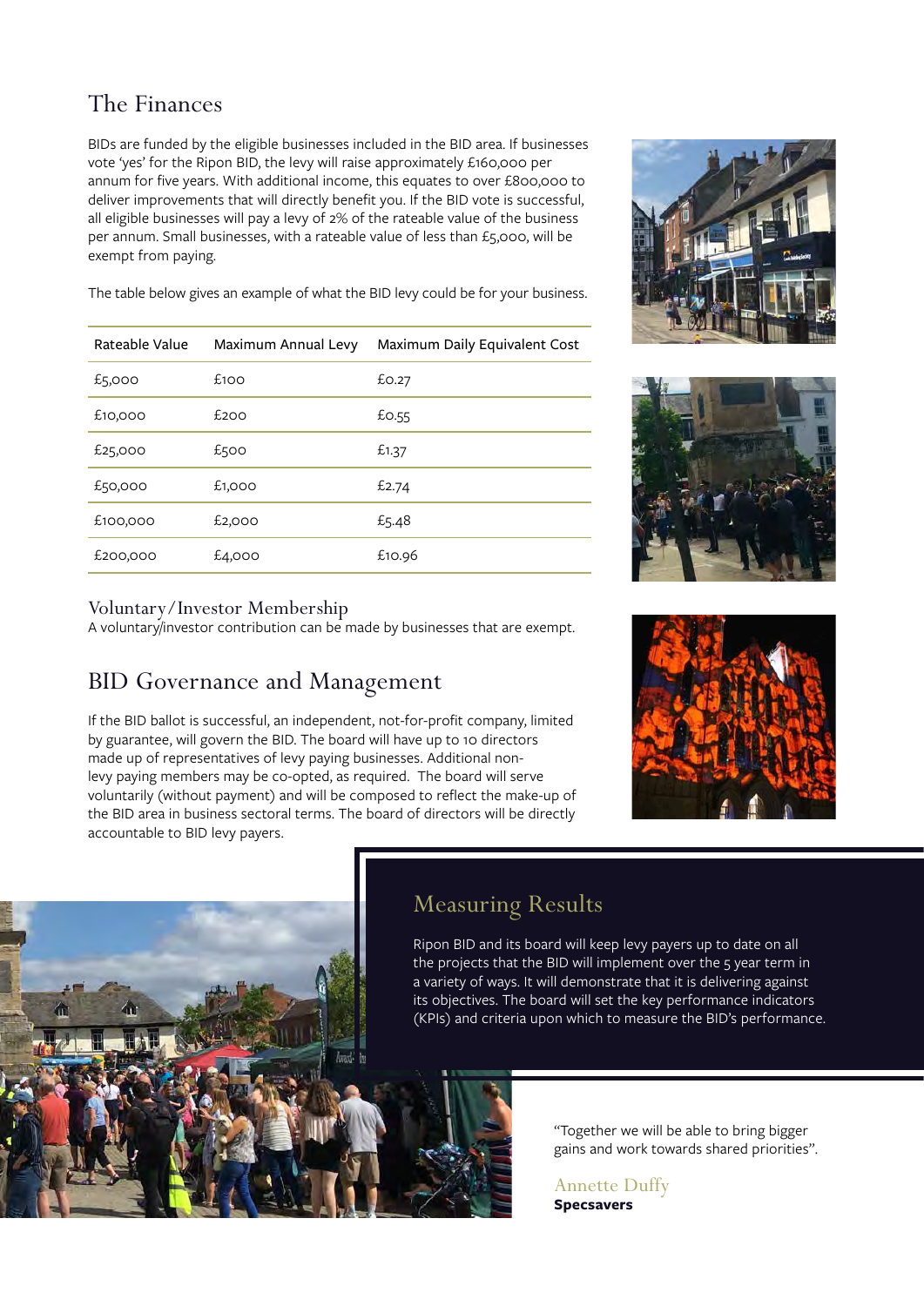## The Finances

BIDs are funded by the eligible businesses included in the BID area. If businesses vote 'yes' for the Ripon BID, the levy will raise approximately £160,000 per annum for five years. With additional income, this equates to over £800,000 to deliver improvements that will directly benefit you. If the BID vote is successful, all eligible businesses will pay a levy of 2% of the rateable value of the business per annum. Small businesses, with a rateable value of less than £5,000, will be exempt from paying.

The table below gives an example of what the BID levy could be for your business.

| Rateable Value | Maximum Annual Levy | Maximum Daily Equivalent Cost |
|---|---|---|
| £5,000 | £100 | £0.27 |
| £10,000 | £200 | £0.55 |
| £25,000 | £500 | £1.37 |
| £50,000 | £1,000 | £2.74 |
| £100,000 | £2,000 | £5.48 |
| £200,000 | £4,000 | £10.96 |

### Voluntary/Investor Membership

A voluntary/investor contribution can be made by businesses that are exempt.

## BID Governance and Management

If the BID ballot is successful, an independent, not-for-profit company, limited by guarantee, will govern the BID. The board will have up to 10 directors made up of representatives of levy paying businesses. Additional non-levy paying members may be co-opted, as required. The board will serve voluntarily (without payment) and will be composed to reflect the make-up of the BID area in business sectoral terms. The board of directors will be directly accountable to BID levy payers.

## Measuring Results

Ripon BID and its board will keep levy payers up to date on all the projects that the BID will implement over the 5 year term in a variety of ways. It will demonstrate that it is delivering against its objectives. The board will set the key performance indicators (KPIs) and criteria upon which to measure the BID's performance.

"Together we will be able to bring bigger gains and work towards shared priorities".

Annette Duffy
**Specsavers**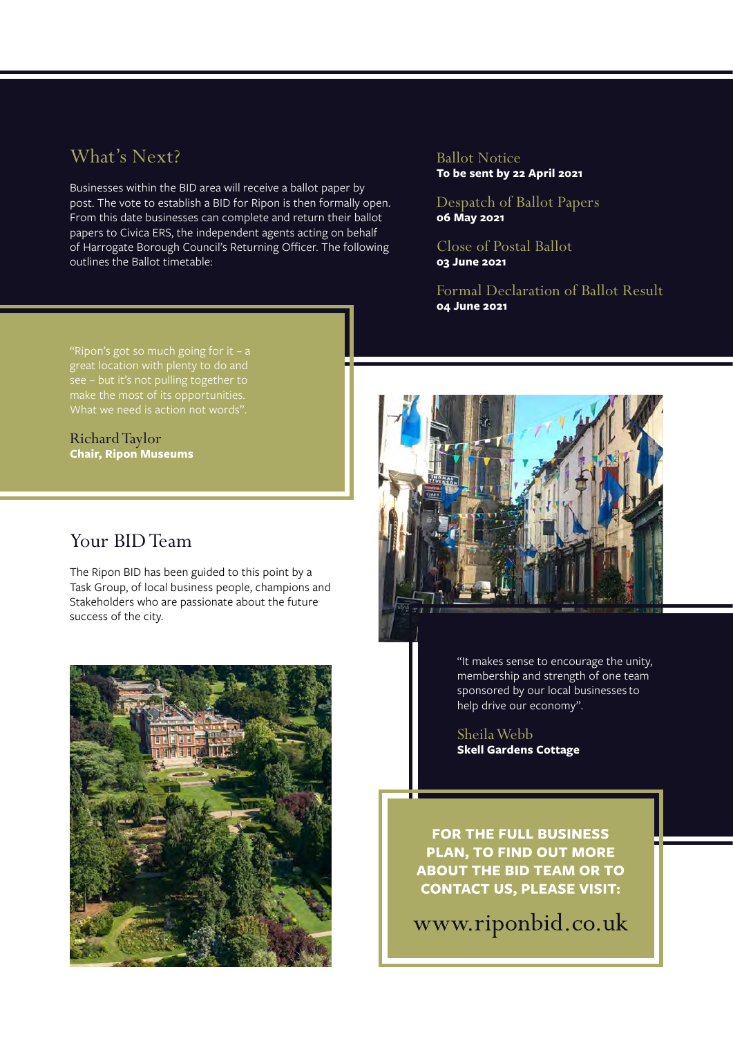## What's Next?

Businesses within the BID area will receive a ballot paper by post. The vote to establish a BID for Ripon is then formally open. From this date businesses can complete and return their ballot papers to Civica ERS, the independent agents acting on behalf of Harrogate Borough Council's Returning Officer. The following outlines the Ballot timetable:

### Ballot Notice
**To be sent by 22 April 2021**

### Despatch of Ballot Papers
**06 May 2021**

### Close of Postal Ballot
**03 June 2021**

### Formal Declaration of Ballot Result
**04 June 2021**

"Ripon's got so much going for it – a great location with plenty to do and see – but it's not pulling together to make the most of its opportunities. What we need is action not words".

Richard Taylor
**Chair, Ripon Museums**

## Your BID Team

The Ripon BID has been guided to this point by a Task Group, of local business people, champions and Stakeholders who are passionate about the future success of the city.

"It makes sense to encourage the unity, membership and strength of one team sponsored by our local businesses to help drive our economy".

Sheila Webb
**Skell Gardens Cottage**

**FOR THE FULL BUSINESS PLAN, TO FIND OUT MORE ABOUT THE BID TEAM OR TO CONTACT US, PLEASE VISIT:**

www.riponbid.co.uk